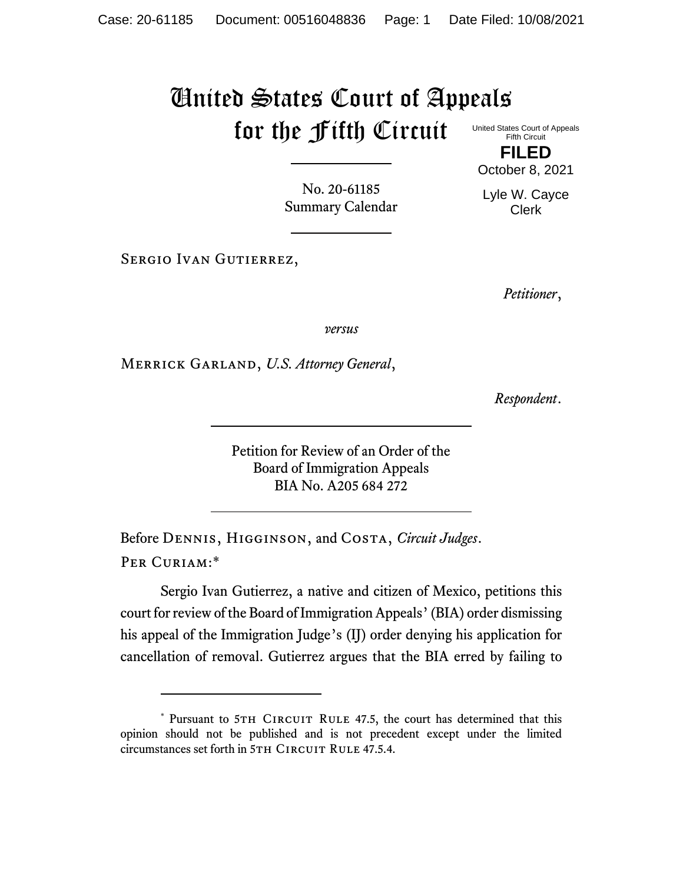# United States Court of Appeals for the Fifth Circuit

United States Court of Appeals
Fifth Circuit

**FILED**

October 8, 2021

Lyle W. Cayce
Clerk

---

No. 20-61185
Summary Calendar

---

Sergio Ivan Gutierrez,

*Petitioner*,

*versus*

Merrick Garland, *U.S. Attorney General*,

*Respondent*.

---

Petition for Review of an Order of the
Board of Immigration Appeals
BIA No. A205 684 272

---

Before Dennis, Higginson, and Costa, *Circuit Judges*.

Per Curiam:*

Sergio Ivan Gutierrez, a native and citizen of Mexico, petitions this court for review of the Board of Immigration Appeals' (BIA) order dismissing his appeal of the Immigration Judge's (IJ) order denying his application for cancellation of removal. Gutierrez argues that the BIA erred by failing to

---

* Pursuant to 5th Circuit Rule 47.5, the court has determined that this opinion should not be published and is not precedent except under the limited circumstances set forth in 5th Circuit Rule 47.5.4.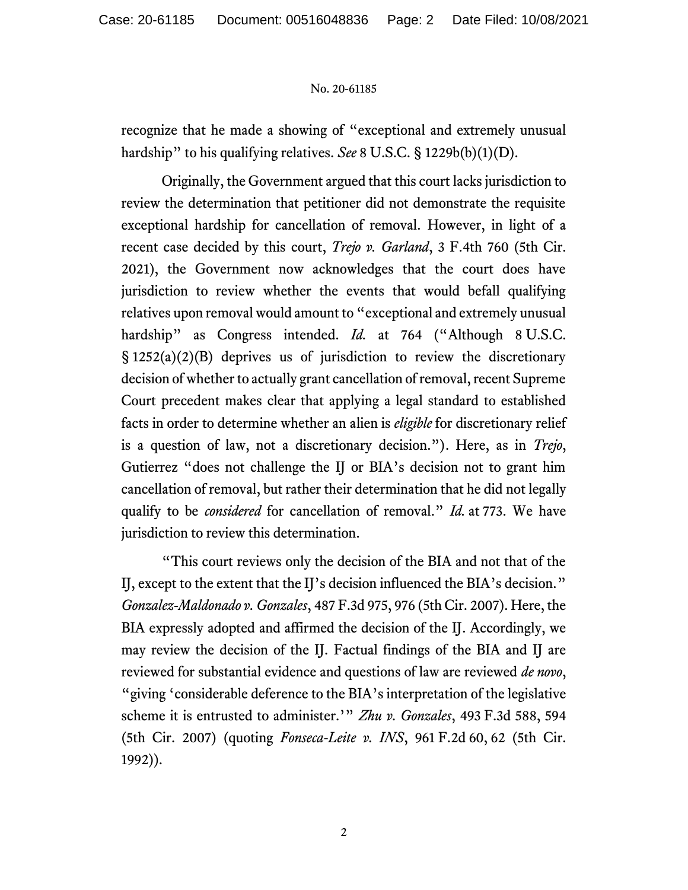recognize that he made a showing of "exceptional and extremely unusual hardship" to his qualifying relatives. *See* 8 U.S.C. § 1229b(b)(1)(D).

Originally, the Government argued that this court lacks jurisdiction to review the determination that petitioner did not demonstrate the requisite exceptional hardship for cancellation of removal. However, in light of a recent case decided by this court, *Trejo v. Garland*, 3 F.4th 760 (5th Cir. 2021), the Government now acknowledges that the court does have jurisdiction to review whether the events that would befall qualifying relatives upon removal would amount to "exceptional and extremely unusual hardship" as Congress intended. *Id.* at 764 ("Although 8 U.S.C. § 1252(a)(2)(B) deprives us of jurisdiction to review the discretionary decision of whether to actually grant cancellation of removal, recent Supreme Court precedent makes clear that applying a legal standard to established facts in order to determine whether an alien is *eligible* for discretionary relief is a question of law, not a discretionary decision."). Here, as in *Trejo*, Gutierrez "does not challenge the IJ or BIA's decision not to grant him cancellation of removal, but rather their determination that he did not legally qualify to be *considered* for cancellation of removal." *Id.* at 773. We have jurisdiction to review this determination.

"This court reviews only the decision of the BIA and not that of the IJ, except to the extent that the IJ's decision influenced the BIA's decision." *Gonzalez-Maldonado v. Gonzales*, 487 F.3d 975, 976 (5th Cir. 2007). Here, the BIA expressly adopted and affirmed the decision of the IJ. Accordingly, we may review the decision of the IJ. Factual findings of the BIA and IJ are reviewed for substantial evidence and questions of law are reviewed *de novo*, "giving 'considerable deference to the BIA's interpretation of the legislative scheme it is entrusted to administer.'" *Zhu v. Gonzales*, 493 F.3d 588, 594 (5th Cir. 2007) (quoting *Fonseca-Leite v. INS*, 961 F.2d 60, 62 (5th Cir. 1992)).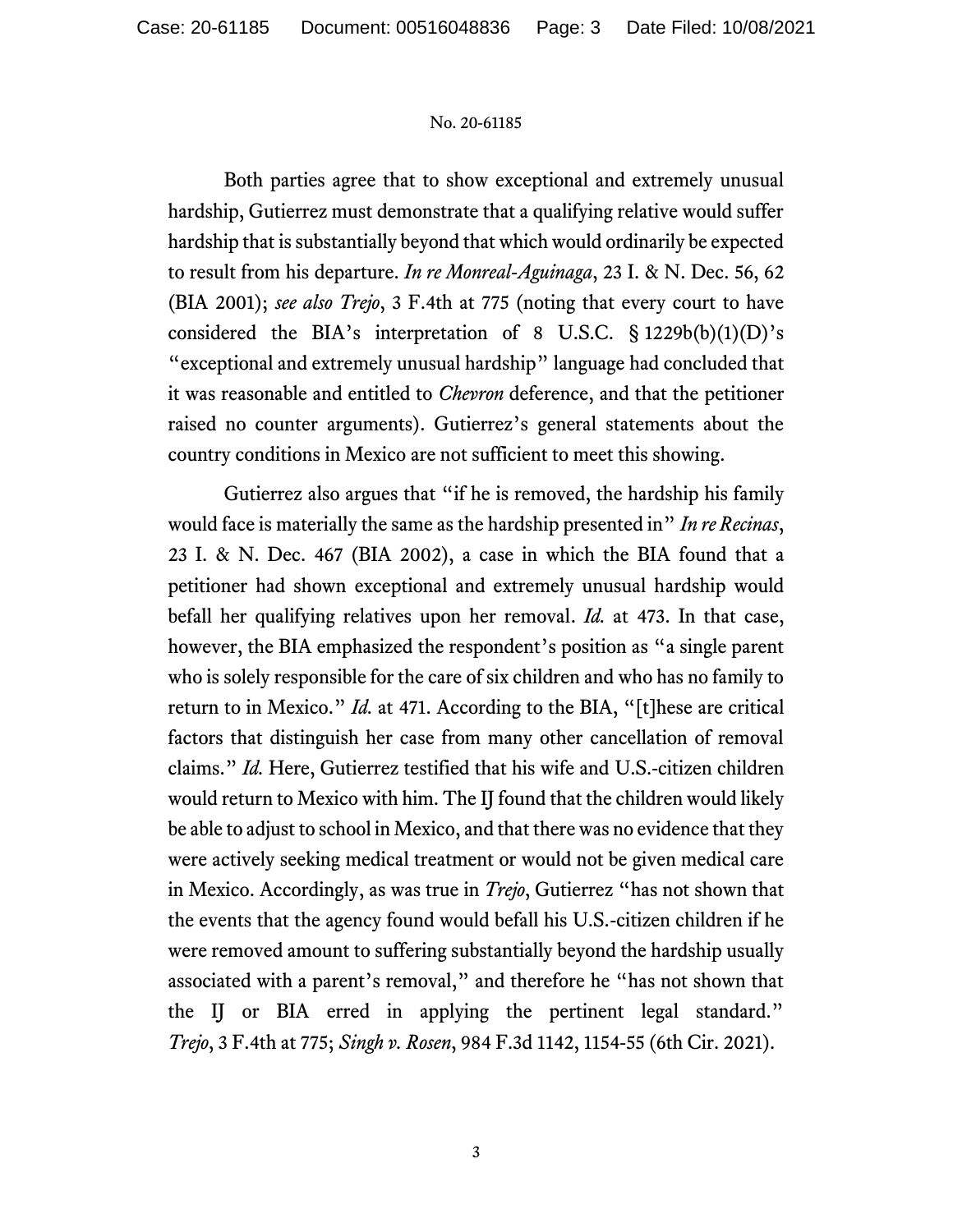Both parties agree that to show exceptional and extremely unusual hardship, Gutierrez must demonstrate that a qualifying relative would suffer hardship that is substantially beyond that which would ordinarily be expected to result from his departure. *In re Monreal-Aguinaga*, 23 I. & N. Dec. 56, 62 (BIA 2001); *see also Trejo*, 3 F.4th at 775 (noting that every court to have considered the BIA's interpretation of 8 U.S.C. § 1229b(b)(1)(D)'s "exceptional and extremely unusual hardship" language had concluded that it was reasonable and entitled to *Chevron* deference, and that the petitioner raised no counter arguments). Gutierrez's general statements about the country conditions in Mexico are not sufficient to meet this showing.

Gutierrez also argues that "if he is removed, the hardship his family would face is materially the same as the hardship presented in" *In re Recinas*, 23 I. & N. Dec. 467 (BIA 2002), a case in which the BIA found that a petitioner had shown exceptional and extremely unusual hardship would befall her qualifying relatives upon her removal. *Id.* at 473. In that case, however, the BIA emphasized the respondent's position as "a single parent who is solely responsible for the care of six children and who has no family to return to in Mexico." *Id.* at 471. According to the BIA, "[t]hese are critical factors that distinguish her case from many other cancellation of removal claims." *Id.* Here, Gutierrez testified that his wife and U.S.-citizen children would return to Mexico with him. The IJ found that the children would likely be able to adjust to school in Mexico, and that there was no evidence that they were actively seeking medical treatment or would not be given medical care in Mexico. Accordingly, as was true in *Trejo*, Gutierrez "has not shown that the events that the agency found would befall his U.S.-citizen children if he were removed amount to suffering substantially beyond the hardship usually associated with a parent's removal," and therefore he "has not shown that the IJ or BIA erred in applying the pertinent legal standard." *Trejo*, 3 F.4th at 775; *Singh v. Rosen*, 984 F.3d 1142, 1154-55 (6th Cir. 2021).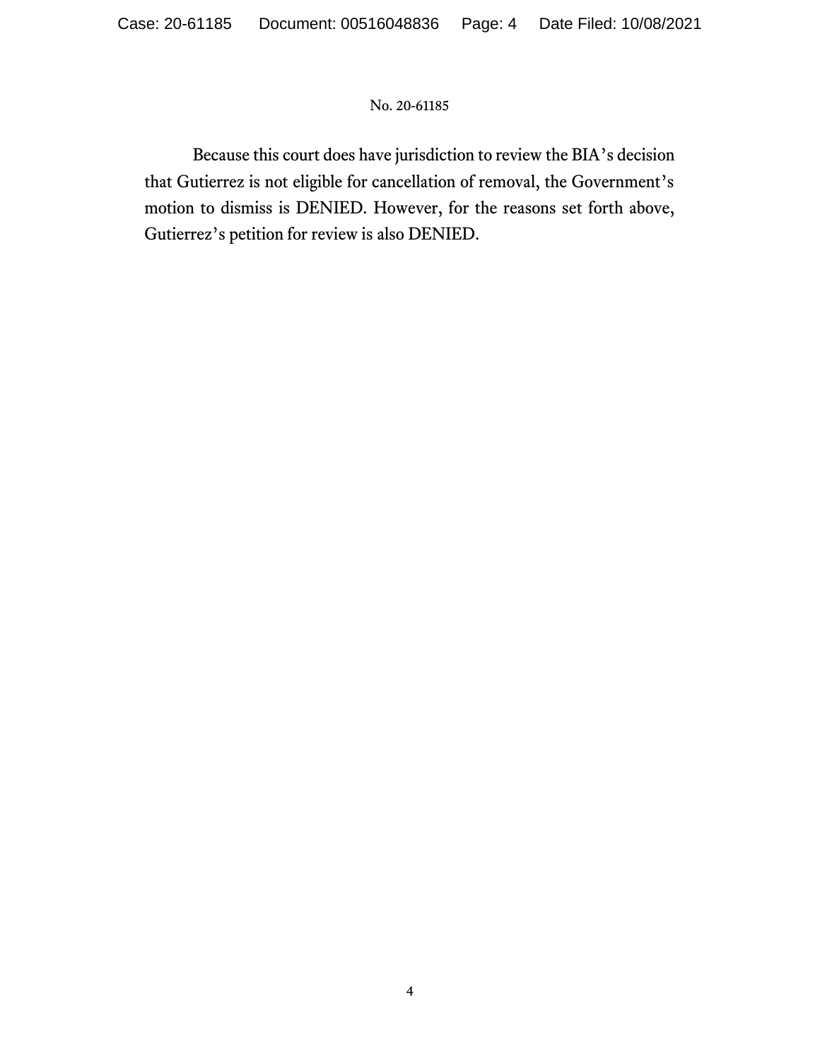Because this court does have jurisdiction to review the BIA's decision that Gutierrez is not eligible for cancellation of removal, the Government's motion to dismiss is DENIED. However, for the reasons set forth above, Gutierrez's petition for review is also DENIED.